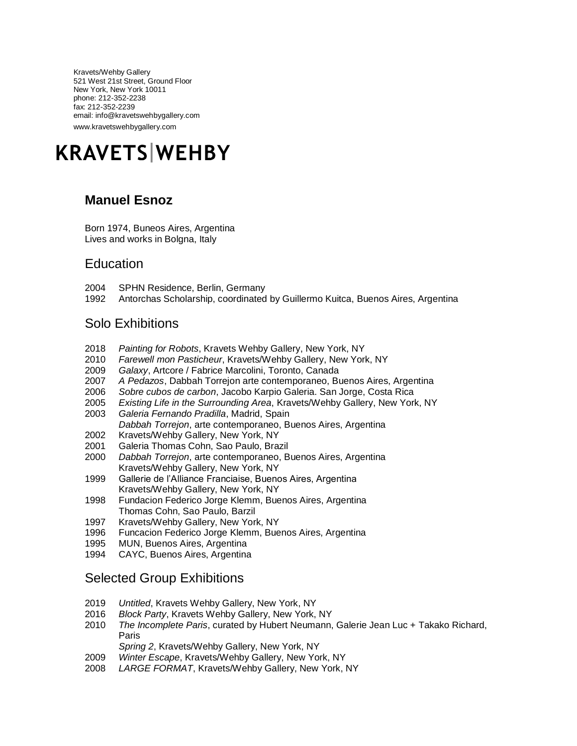Kravets/Wehby Gallery
521 West 21st Street, Ground Floor
New York, New York 10011
phone: 212-352-2238
fax: 212-352-2239
email: info@kravetswehbygallery.com
www.kravetswehbygallery.com

KRAVETS|WEHBY

# Manuel Esnoz

Born 1974, Buneos Aires, Argentina
Lives and works in Bolgna, Italy

## Education

2004 SPHN Residence, Berlin, Germany
1992 Antorchas Scholarship, coordinated by Guillermo Kuitca, Buenos Aires, Argentina

## Solo Exhibitions

2018 *Painting for Robots*, Kravets Wehby Gallery, New York, NY
2010 *Farewell mon Pasticheur*, Kravets/Wehby Gallery, New York, NY
2009 *Galaxy*, Artcore / Fabrice Marcolini, Toronto, Canada
2007 *A Pedazos*, Dabbah Torrejon arte contemporaneo, Buenos Aires, Argentina
2006 *Sobre cubos de carbon*, Jacobo Karpio Galeria. San Jorge, Costa Rica
2005 *Existing Life in the Surrounding Area*, Kravets/Wehby Gallery, New York, NY
2003 *Galeria Fernando Pradilla*, Madrid, Spain
*Dabbah Torrejon*, arte contemporaneo, Buenos Aires, Argentina
2002 Kravets/Wehby Gallery, New York, NY
2001 Galeria Thomas Cohn, Sao Paulo, Brazil
2000 *Dabbah Torrejon*, arte contemporaneo, Buenos Aires, Argentina
Kravets/Wehby Gallery, New York, NY
1999 Gallerie de l'Alliance Franciaise, Buenos Aires, Argentina
Kravets/Wehby Gallery, New York, NY
1998 Fundacion Federico Jorge Klemm, Buenos Aires, Argentina
Thomas Cohn, Sao Paulo, Barzil
1997 Kravets/Wehby Gallery, New York, NY
1996 Funcacion Federico Jorge Klemm, Buenos Aires, Argentina
1995 MUN, Buenos Aires, Argentina
1994 CAYC, Buenos Aires, Argentina

## Selected Group Exhibitions

2019 *Untitled*, Kravets Wehby Gallery, New York, NY
2016 *Block Party*, Kravets Wehby Gallery, New York, NY
2010 *The Incomplete Paris*, curated by Hubert Neumann, Galerie Jean Luc + Takako Richard, Paris
*Spring 2*, Kravets/Wehby Gallery, New York, NY
2009 *Winter Escape*, Kravets/Wehby Gallery, New York, NY
2008 *LARGE FORMAT*, Kravets/Wehby Gallery, New York, NY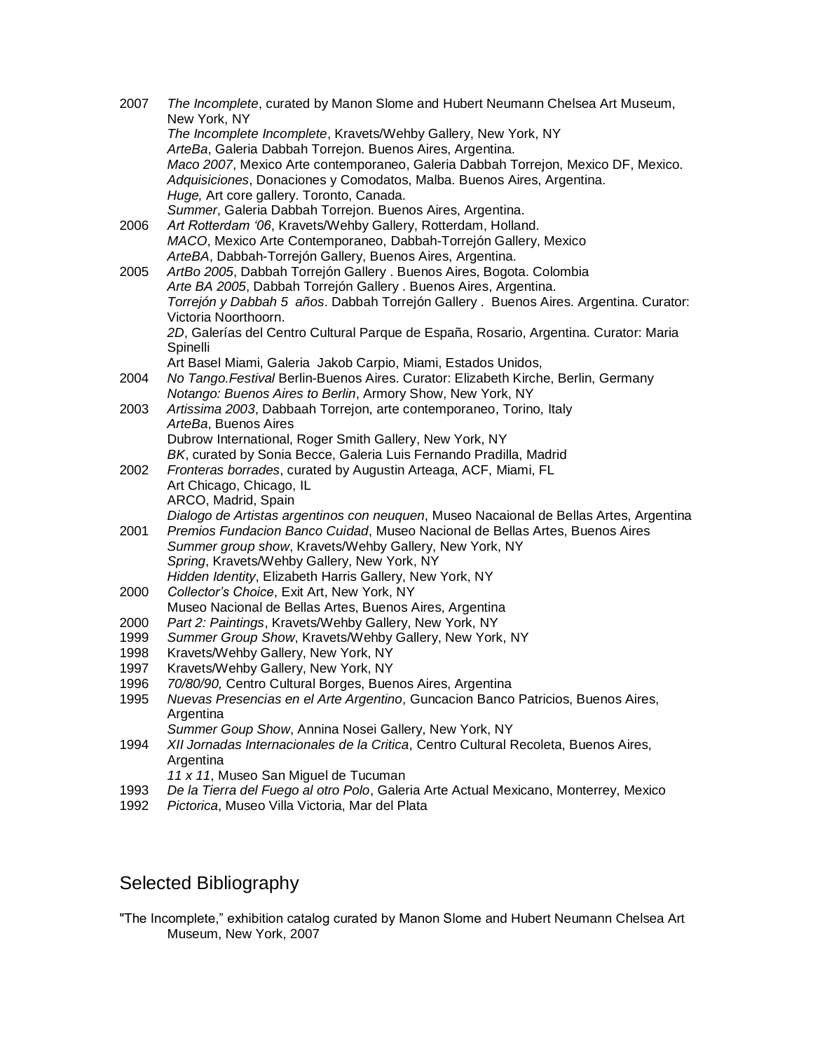2007 *The Incomplete*, curated by Manon Slome and Hubert Neumann Chelsea Art Museum, New York, NY
*The Incomplete Incomplete*, Kravets/Wehby Gallery, New York, NY
*ArteBa*, Galeria Dabbah Torrejon. Buenos Aires, Argentina.
*Maco 2007*, Mexico Arte contemporaneo, Galeria Dabbah Torrejon, Mexico DF, Mexico.
*Adquisiciones*, Donaciones y Comodatos, Malba. Buenos Aires, Argentina.
*Huge,* Art core gallery. Toronto, Canada.
*Summer*, Galeria Dabbah Torrejon. Buenos Aires, Argentina.

2006 *Art Rotterdam '06*, Kravets/Wehby Gallery, Rotterdam, Holland.
*MACO*, Mexico Arte Contemporaneo, Dabbah-Torrejón Gallery, Mexico
*ArteBA*, Dabbah-Torrejón Gallery, Buenos Aires, Argentina.

2005 *ArtBo 2005*, Dabbah Torrejón Gallery . Buenos Aires, Bogota. Colombia
*Arte BA 2005*, Dabbah Torrejón Gallery . Buenos Aires, Argentina.
*Torrejón y Dabbah 5 años*. Dabbah Torrejón Gallery . Buenos Aires. Argentina. Curator: Victoria Noorthoorn.
*2D*, Galerías del Centro Cultural Parque de España, Rosario, Argentina. Curator: Maria Spinelli
Art Basel Miami, Galeria Jakob Carpio, Miami, Estados Unidos,

2004 *No Tango.Festival* Berlin-Buenos Aires. Curator: Elizabeth Kirche, Berlin, Germany
*Notango: Buenos Aires to Berlin*, Armory Show, New York, NY

2003 *Artissima 2003*, Dabbaah Torrejon, arte contemporaneo, Torino, Italy
*ArteBa*, Buenos Aires
Dubrow International, Roger Smith Gallery, New York, NY
*BK*, curated by Sonia Becce, Galeria Luis Fernando Pradilla, Madrid

2002 *Fronteras borrades*, curated by Augustin Arteaga, ACF, Miami, FL
Art Chicago, Chicago, IL
ARCO, Madrid, Spain
*Dialogo de Artistas argentinos con neuquen*, Museo Nacaional de Bellas Artes, Argentina

2001 *Premios Fundacion Banco Cuidad*, Museo Nacional de Bellas Artes, Buenos Aires
*Summer group show*, Kravets/Wehby Gallery, New York, NY
*Spring*, Kravets/Wehby Gallery, New York, NY
*Hidden Identity*, Elizabeth Harris Gallery, New York, NY

2000 *Collector's Choice*, Exit Art, New York, NY
Museo Nacional de Bellas Artes, Buenos Aires, Argentina

2000 *Part 2: Paintings*, Kravets/Wehby Gallery, New York, NY

1999 *Summer Group Show*, Kravets/Wehby Gallery, New York, NY

1998 Kravets/Wehby Gallery, New York, NY

1997 Kravets/Wehby Gallery, New York, NY

1996 *70/80/90,* Centro Cultural Borges, Buenos Aires, Argentina

1995 *Nuevas Presencias en el Arte Argentino*, Guncacion Banco Patricios, Buenos Aires, Argentina
*Summer Goup Show*, Annina Nosei Gallery, New York, NY

1994 *XII Jornadas Internacionales de la Critica*, Centro Cultural Recoleta, Buenos Aires, Argentina
*11 x 11*, Museo San Miguel de Tucuman

1993 *De la Tierra del Fuego al otro Polo*, Galeria Arte Actual Mexicano, Monterrey, Mexico

1992 *Pictorica*, Museo Villa Victoria, Mar del Plata

## Selected Bibliography

"The Incomplete," exhibition catalog curated by Manon Slome and Hubert Neumann Chelsea Art Museum, New York, 2007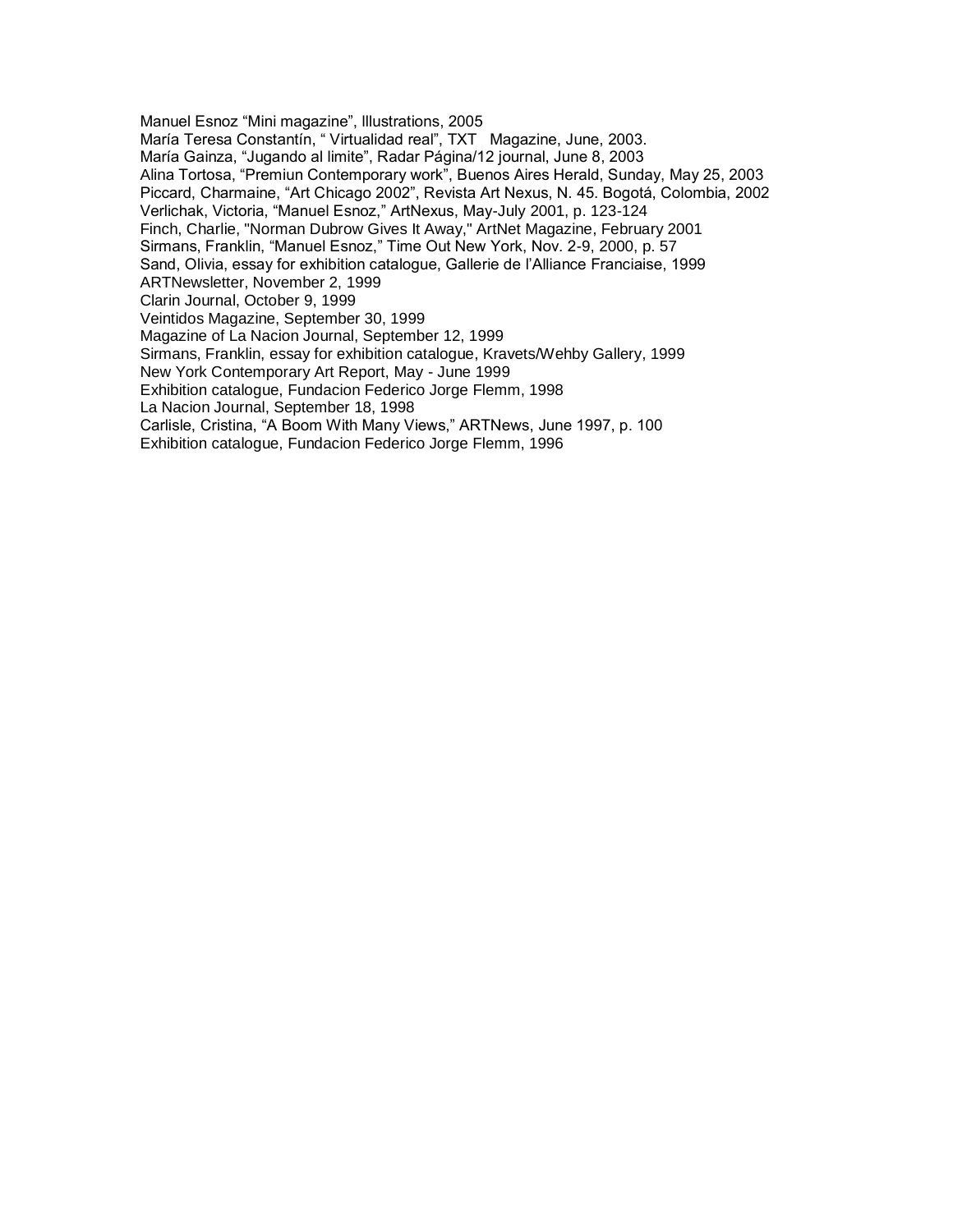Manuel Esnoz “Mini magazine”, Illustrations, 2005
María Teresa Constantín, “ Virtualidad real”, TXT Magazine, June, 2003.
María Gainza, “Jugando al limite”, Radar Página/12 journal, June 8, 2003
Alina Tortosa, “Premiun Contemporary work”, Buenos Aires Herald, Sunday, May 25, 2003
Piccard, Charmaine, “Art Chicago 2002”, Revista Art Nexus, N. 45. Bogotá, Colombia, 2002
Verlichak, Victoria, “Manuel Esnoz,” ArtNexus, May-July 2001, p. 123-124
Finch, Charlie, "Norman Dubrow Gives It Away," ArtNet Magazine, February 2001
Sirmans, Franklin, “Manuel Esnoz,” Time Out New York, Nov. 2-9, 2000, p. 57
Sand, Olivia, essay for exhibition catalogue, Gallerie de l’Alliance Franciaise, 1999
ARTNewsletter, November 2, 1999
Clarin Journal, October 9, 1999
Veintidos Magazine, September 30, 1999
Magazine of La Nacion Journal, September 12, 1999
Sirmans, Franklin, essay for exhibition catalogue, Kravets/Wehby Gallery, 1999
New York Contemporary Art Report, May - June 1999
Exhibition catalogue, Fundacion Federico Jorge Flemm, 1998
La Nacion Journal, September 18, 1998
Carlisle, Cristina, “A Boom With Many Views,” ARTNews, June 1997, p. 100
Exhibition catalogue, Fundacion Federico Jorge Flemm, 1996